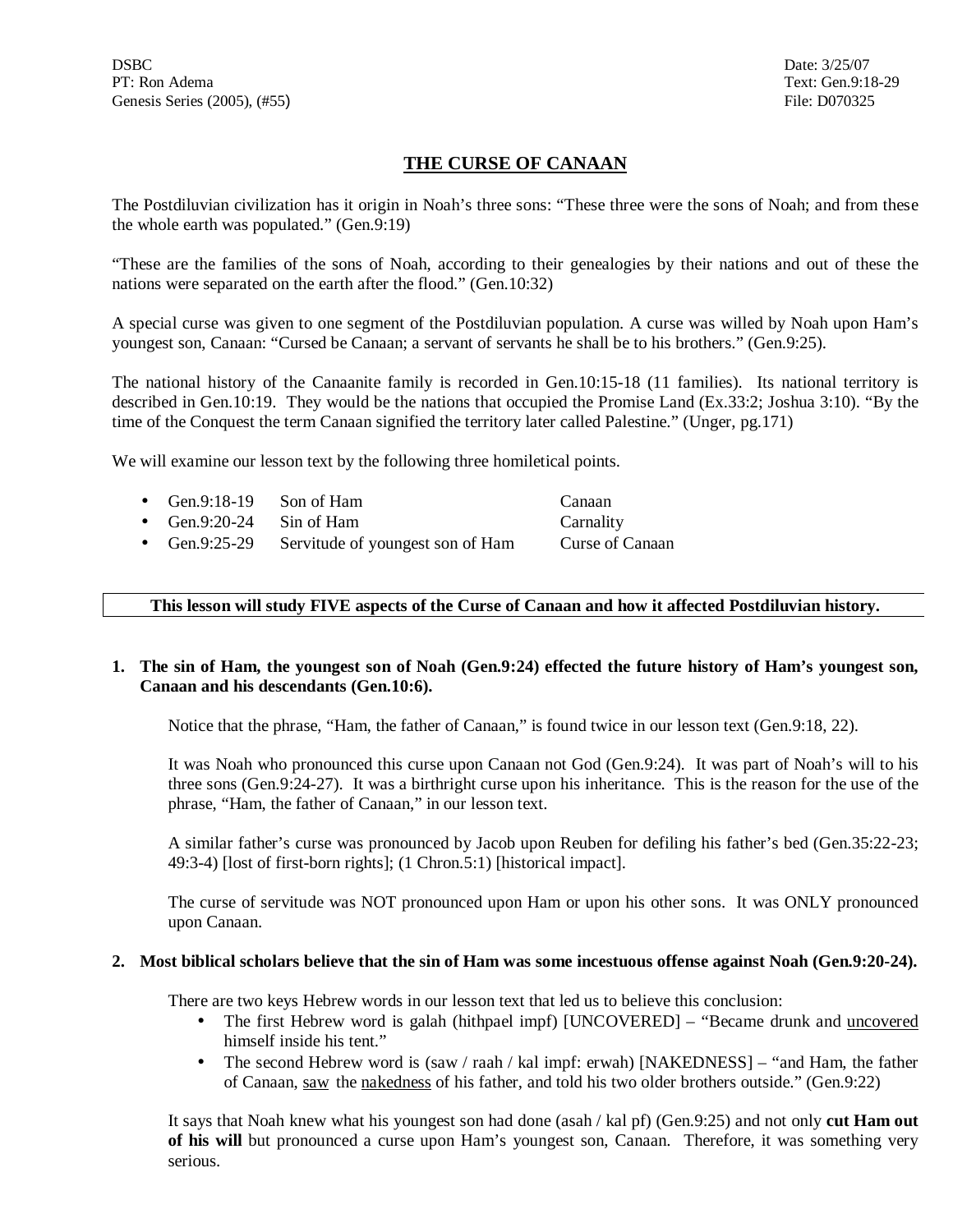DSBC
PT: Ron Adema
Genesis Series (2005), (#55)

Date: 3/25/07
Text: Gen.9:18-29
File: D070325

# THE CURSE OF CANAAN

The Postdiluvian civilization has it origin in Noah's three sons: "These three were the sons of Noah; and from these the whole earth was populated." (Gen.9:19)

"These are the families of the sons of Noah, according to their genealogies by their nations and out of these the nations were separated on the earth after the flood." (Gen.10:32)

A special curse was given to one segment of the Postdiluvian population. A curse was willed by Noah upon Ham's youngest son, Canaan: "Cursed be Canaan; a servant of servants he shall be to his brothers." (Gen.9:25).

The national history of the Canaanite family is recorded in Gen.10:15-18 (11 families). Its national territory is described in Gen.10:19. They would be the nations that occupied the Promise Land (Ex.33:2; Joshua 3:10). "By the time of the Conquest the term Canaan signified the territory later called Palestine." (Unger, pg.171)

We will examine our lesson text by the following three homiletical points.

- Gen.9:18-19 Son of Ham Canaan
- Gen.9:20-24 Sin of Ham Carnality
- Gen.9:25-29 Servitude of youngest son of Ham Curse of Canaan

**This lesson will study FIVE aspects of the Curse of Canaan and how it affected Postdiluvian history.**

**1. The sin of Ham, the youngest son of Noah (Gen.9:24) effected the future history of Ham's youngest son, Canaan and his descendants (Gen.10:6).**

Notice that the phrase, "Ham, the father of Canaan," is found twice in our lesson text (Gen.9:18, 22).

It was Noah who pronounced this curse upon Canaan not God (Gen.9:24). It was part of Noah's will to his three sons (Gen.9:24-27). It was a birthright curse upon his inheritance. This is the reason for the use of the phrase, "Ham, the father of Canaan," in our lesson text.

A similar father's curse was pronounced by Jacob upon Reuben for defiling his father's bed (Gen.35:22-23; 49:3-4) [lost of first-born rights]; (1 Chron.5:1) [historical impact].

The curse of servitude was NOT pronounced upon Ham or upon his other sons. It was ONLY pronounced upon Canaan.

**2. Most biblical scholars believe that the sin of Ham was some incestuous offense against Noah (Gen.9:20-24).**

There are two keys Hebrew words in our lesson text that led us to believe this conclusion:

- The first Hebrew word is galah (hithpael impf) [UNCOVERED] – "Became drunk and <u>uncovered</u> himself inside his tent."
- The second Hebrew word is (saw / raah / kal impf: erwah) [NAKEDNESS] – "and Ham, the father of Canaan, <u>saw</u> the <u>nakedness</u> of his father, and told his two older brothers outside." (Gen.9:22)

It says that Noah knew what his youngest son had done (asah / kal pf) (Gen.9:25) and not only **cut Ham out of his will** but pronounced a curse upon Ham's youngest son, Canaan. Therefore, it was something very serious.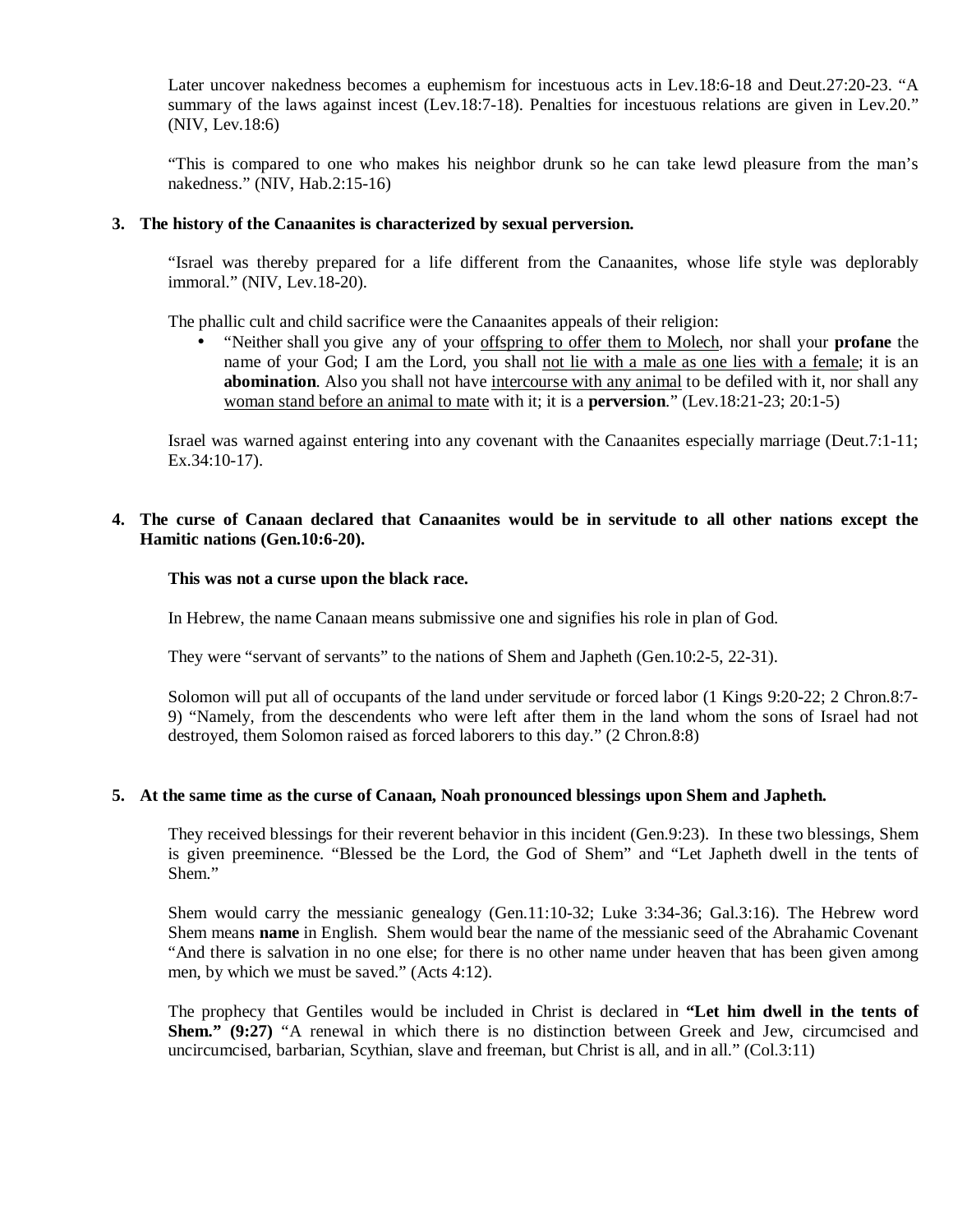Later uncover nakedness becomes a euphemism for incestuous acts in Lev.18:6-18 and Deut.27:20-23. "A summary of the laws against incest (Lev.18:7-18). Penalties for incestuous relations are given in Lev.20." (NIV, Lev.18:6)

"This is compared to one who makes his neighbor drunk so he can take lewd pleasure from the man's nakedness." (NIV, Hab.2:15-16)

**3. The history of the Canaanites is characterized by sexual perversion.**

"Israel was thereby prepared for a life different from the Canaanites, whose life style was deplorably immoral." (NIV, Lev.18-20).

The phallic cult and child sacrifice were the Canaanites appeals of their religion:

- "Neither shall you give any of your <u>offspring to offer them to Molech</u>, nor shall your **profane** the name of your God; I am the Lord, you shall <u>not lie with a male as one lies with a female</u>; it is an **abomination**. Also you shall not have <u>intercourse with any animal</u> to be defiled with it, nor shall any <u>woman stand before an animal to mate</u> with it; it is a **perversion**." (Lev.18:21-23; 20:1-5)

Israel was warned against entering into any covenant with the Canaanites especially marriage (Deut.7:1-11; Ex.34:10-17).

**4. The curse of Canaan declared that Canaanites would be in servitude to all other nations except the Hamitic nations (Gen.10:6-20).**

**This was not a curse upon the black race.**

In Hebrew, the name Canaan means submissive one and signifies his role in plan of God.

They were "servant of servants" to the nations of Shem and Japheth (Gen.10:2-5, 22-31).

Solomon will put all of occupants of the land under servitude or forced labor (1 Kings 9:20-22; 2 Chron.8:7-9) "Namely, from the descendents who were left after them in the land whom the sons of Israel had not destroyed, them Solomon raised as forced laborers to this day." (2 Chron.8:8)

**5. At the same time as the curse of Canaan, Noah pronounced blessings upon Shem and Japheth.**

They received blessings for their reverent behavior in this incident (Gen.9:23). In these two blessings, Shem is given preeminence. "Blessed be the Lord, the God of Shem" and "Let Japheth dwell in the tents of Shem."

Shem would carry the messianic genealogy (Gen.11:10-32; Luke 3:34-36; Gal.3:16). The Hebrew word Shem means **name** in English. Shem would bear the name of the messianic seed of the Abrahamic Covenant "And there is salvation in no one else; for there is no other name under heaven that has been given among men, by which we must be saved." (Acts 4:12).

The prophecy that Gentiles would be included in Christ is declared in **"Let him dwell in the tents of Shem." (9:27)** "A renewal in which there is no distinction between Greek and Jew, circumcised and uncircumcised, barbarian, Scythian, slave and freeman, but Christ is all, and in all." (Col.3:11)